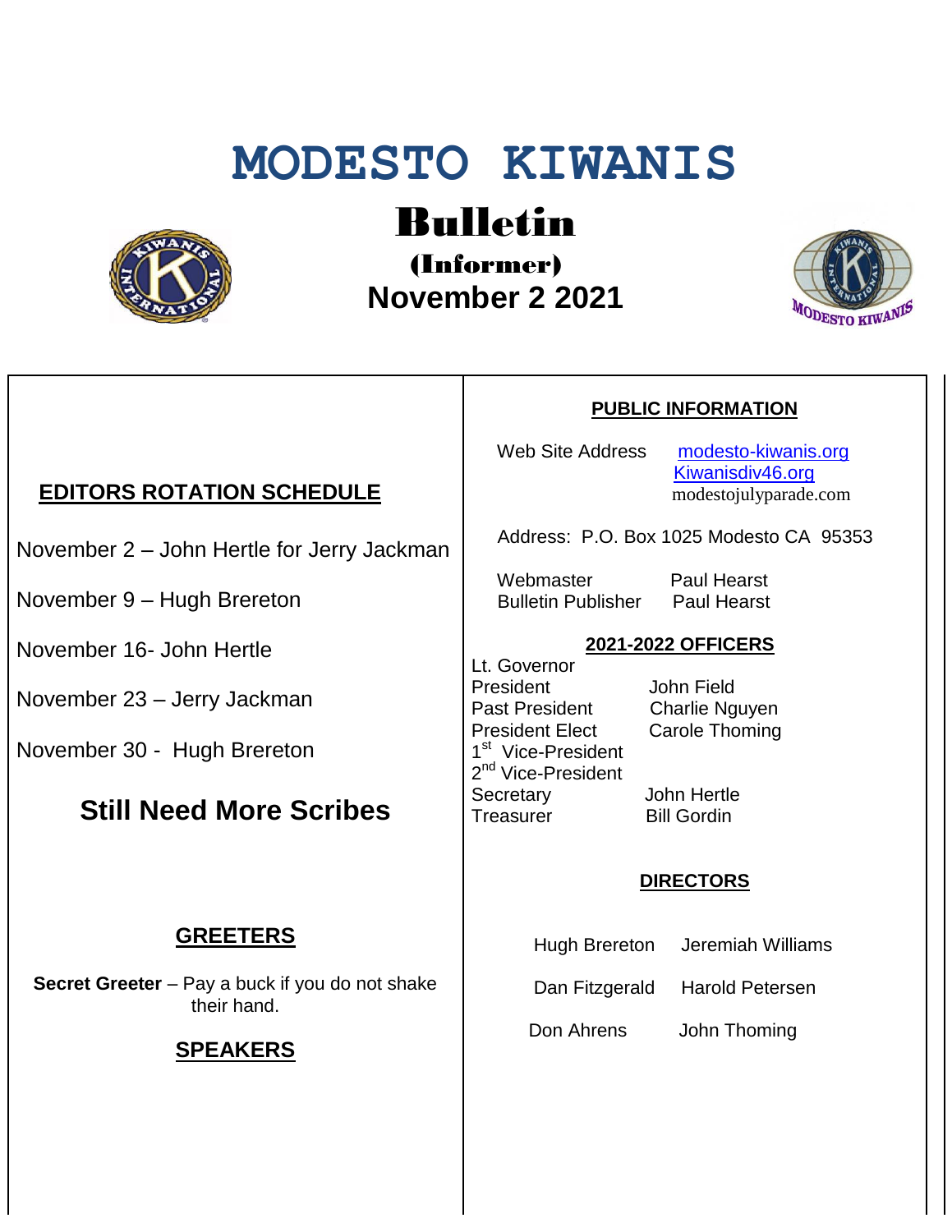# MODESTO KIWANIS

## Bulletin

### (Informer)

### November 2 2021

## EDITORS ROTATION SCHEDULE

November 2 – John Hertle for Jerry Jackman

November 9 – Hugh Brereton

November 16- John Hertle

November 23 – Jerry Jackman

November 30 - Hugh Brereton

## Still Need More Scribes

## GREETERS

**Secret Greeter** – Pay a buck if you do not shake their hand.

## SPEAKERS

## PUBLIC INFORMATION

Web Site Address modesto-kiwanis.org
Kiwanisdiv46.org
modestojulyparade.com

Address: P.O. Box 1025 Modesto CA 95353

Webmaster Paul Hearst
Bulletin Publisher Paul Hearst

## 2021-2022 OFFICERS

| | |
|---|---|
| Lt. Governor | |
| President | John Field |
| Past President | Charlie Nguyen |
| President Elect | Carole Thoming |
| 1st Vice-President | |
| 2nd Vice-President | |
| Secretary | John Hertle |
| Treasurer | Bill Gordin |

## DIRECTORS

| | |
|---|---|
| Hugh Brereton | Jeremiah Williams |
| Dan Fitzgerald | Harold Petersen |
| Don Ahrens | John Thoming |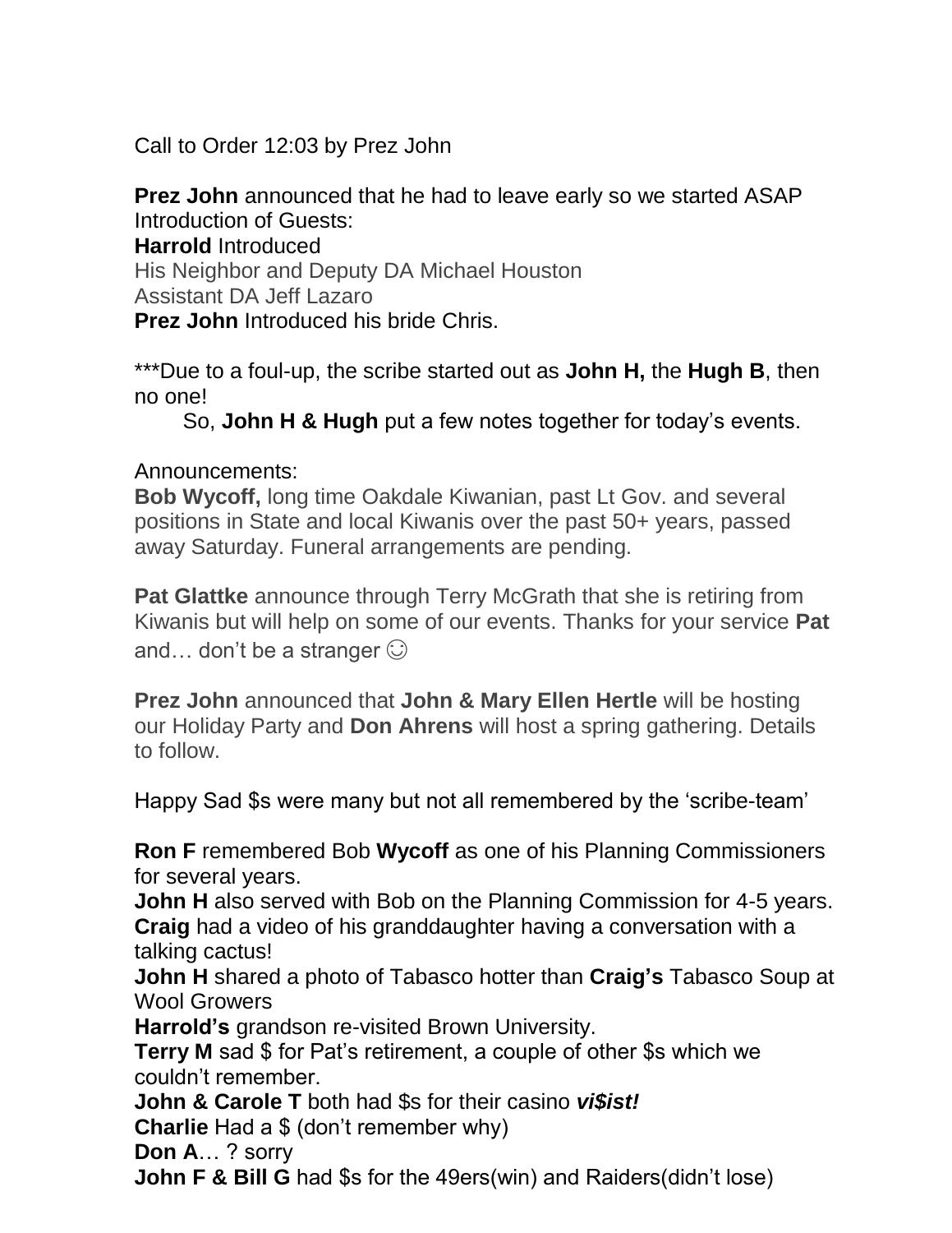Call to Order 12:03 by Prez John

**Prez John** announced that he had to leave early so we started ASAP
Introduction of Guests:
**Harrold** Introduced
His Neighbor and Deputy DA Michael Houston
Assistant DA Jeff Lazaro
**Prez John** Introduced his bride Chris.

***Due to a foul-up, the scribe started out as **John H,** the **Hugh B**, then no one!
So, **John H & Hugh** put a few notes together for today's events.

Announcements:
**Bob Wycoff,** long time Oakdale Kiwanian, past Lt Gov. and several positions in State and local Kiwanis over the past 50+ years, passed away Saturday. Funeral arrangements are pending.

**Pat Glattke** announce through Terry McGrath that she is retiring from Kiwanis but will help on some of our events. Thanks for your service **Pat** and… don't be a stranger ☺

**Prez John** announced that **John & Mary Ellen Hertle** will be hosting our Holiday Party and **Don Ahrens** will host a spring gathering. Details to follow.

Happy Sad $s were many but not all remembered by the 'scribe-team'

**Ron F** remembered Bob **Wycoff** as one of his Planning Commissioners for several years.
**John H** also served with Bob on the Planning Commission for 4-5 years.
**Craig** had a video of his granddaughter having a conversation with a talking cactus!
**John H** shared a photo of Tabasco hotter than **Craig's** Tabasco Soup at Wool Growers
**Harrold's** grandson re-visited Brown University.
**Terry M** sad $ for Pat's retirement, a couple of other $s which we couldn't remember.
**John & Carole T** both had $s for their casino ***vi$ist!***
**Charlie** Had a $ (don't remember why)
**Don A**… ? sorry
**John F & Bill G** had $s for the 49ers(win) and Raiders(didn't lose)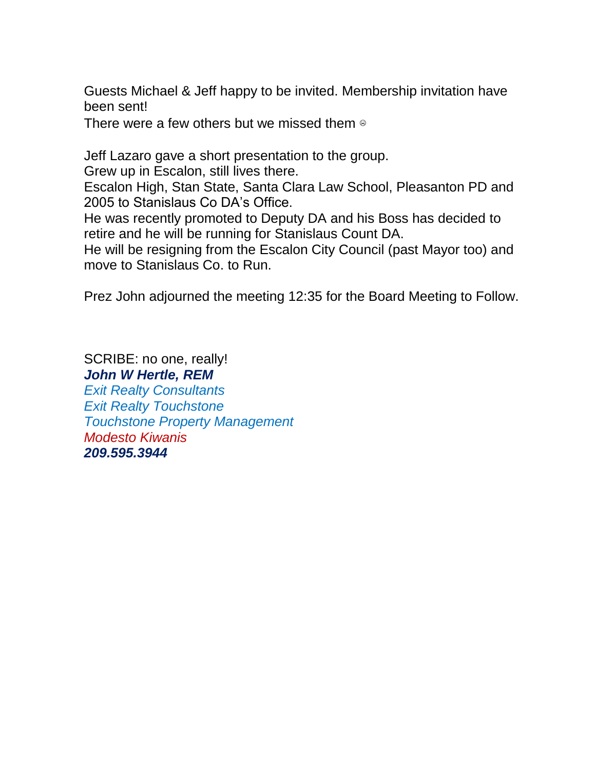Guests Michael & Jeff happy to be invited. Membership invitation have been sent!

There were a few others but we missed them ☹

Jeff Lazaro gave a short presentation to the group.

Grew up in Escalon, still lives there.

Escalon High, Stan State, Santa Clara Law School, Pleasanton PD and 2005 to Stanislaus Co DA's Office.

He was recently promoted to Deputy DA and his Boss has decided to retire and he will be running for Stanislaus Count DA.

He will be resigning from the Escalon City Council (past Mayor too) and move to Stanislaus Co. to Run.

Prez John adjourned the meeting 12:35 for the Board Meeting to Follow.

SCRIBE: no one, really!

***John W Hertle, REM***

*Exit Realty Consultants*

*Exit Realty Touchstone*

*Touchstone Property Management*

*Modesto Kiwanis*

***209.595.3944***